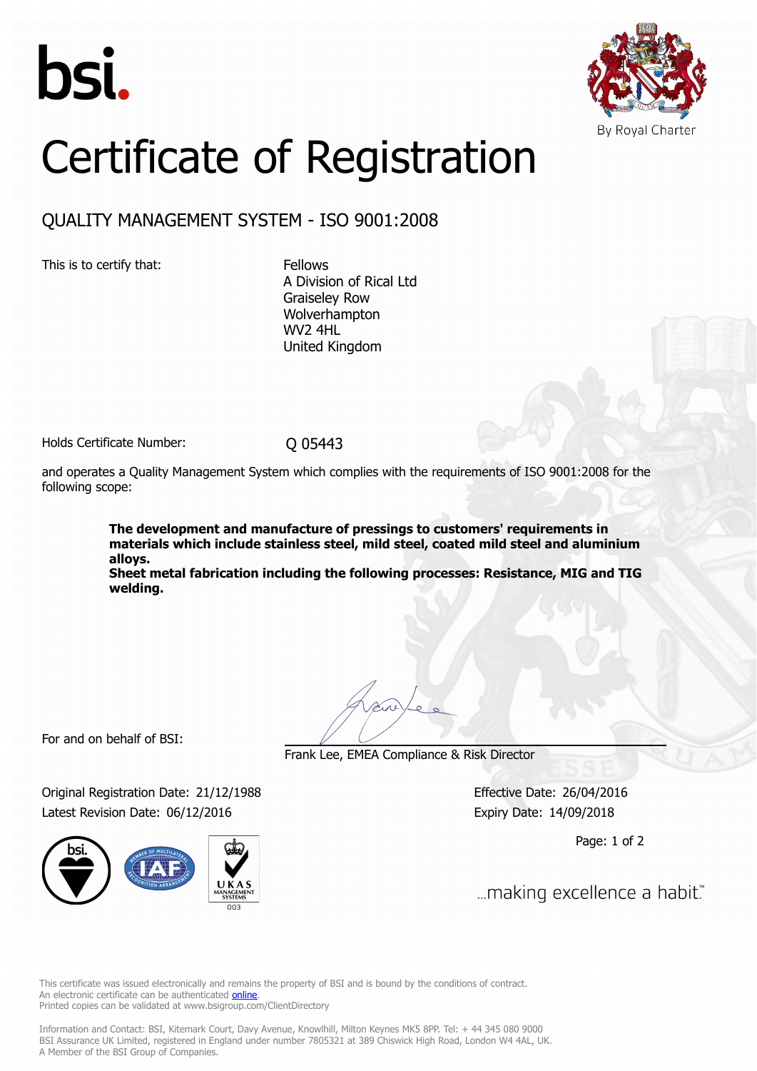bsi.

By Royal Charter

# Certificate of Registration

## QUALITY MANAGEMENT SYSTEM - ISO 9001:2008

This is to certify that:

Fellows
A Division of Rical Ltd
Graiseley Row
Wolverhampton
WV2 4HL
United Kingdom

Holds Certificate Number: Q 05443

and operates a Quality Management System which complies with the requirements of ISO 9001:2008 for the following scope:

**The development and manufacture of pressings to customers' requirements in materials which include stainless steel, mild steel, coated mild steel and aluminium alloys.**
**Sheet metal fabrication including the following processes: Resistance, MIG and TIG welding.**

For and on behalf of BSI:

Frank Lee, EMEA Compliance & Risk Director

Original Registration Date: 21/12/1988
Latest Revision Date: 06/12/2016

Effective Date: 26/04/2016
Expiry Date: 14/09/2018

...making excellence a habit.™

This certificate was issued electronically and remains the property of BSI and is bound by the conditions of contract.
An electronic certificate can be authenticated online.
Printed copies can be validated at www.bsigroup.com/ClientDirectory

Information and Contact: BSI, Kitemark Court, Davy Avenue, Knowlhill, Milton Keynes MK5 8PP. Tel: + 44 345 080 9000
BSI Assurance UK Limited, registered in England under number 7805321 at 389 Chiswick High Road, London W4 4AL, UK.
A Member of the BSI Group of Companies.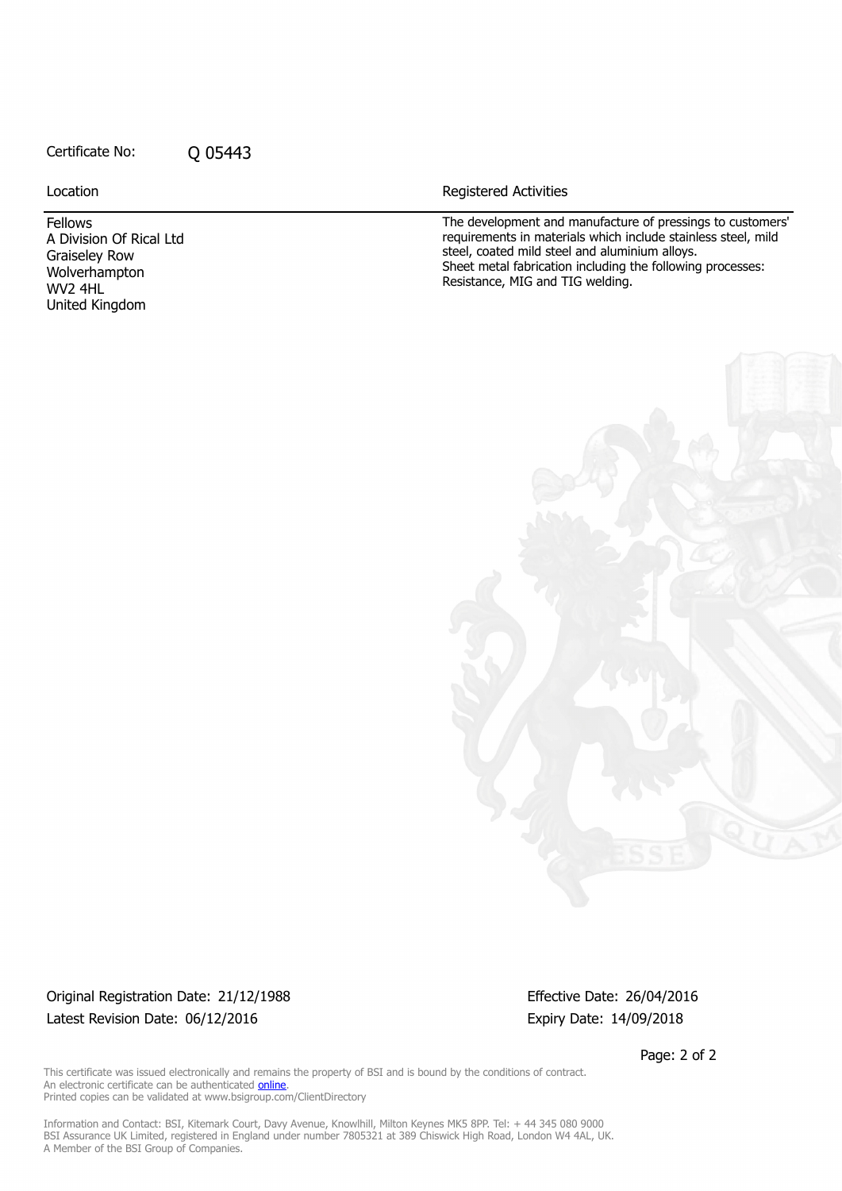Certificate No: Q 05443

| Location | Registered Activities |
| --- | --- |
| Fellows<br>A Division Of Rical Ltd<br>Graiseley Row<br>Wolverhampton<br>WV2 4HL<br>United Kingdom | The development and manufacture of pressings to customers' requirements in materials which include stainless steel, mild steel, coated mild steel and aluminium alloys.<br>Sheet metal fabrication including the following processes: Resistance, MIG and TIG welding. |

Original Registration Date: 21/12/1988

Latest Revision Date: 06/12/2016

Effective Date: 26/04/2016

Expiry Date: 14/09/2018

This certificate was issued electronically and remains the property of BSI and is bound by the conditions of contract.
An electronic certificate can be authenticated online.
Printed copies can be validated at www.bsigroup.com/ClientDirectory

Information and Contact: BSI, Kitemark Court, Davy Avenue, Knowlhill, Milton Keynes MK5 8PP. Tel: + 44 345 080 9000
BSI Assurance UK Limited, registered in England under number 7805321 at 389 Chiswick High Road, London W4 4AL, UK.
A Member of the BSI Group of Companies.